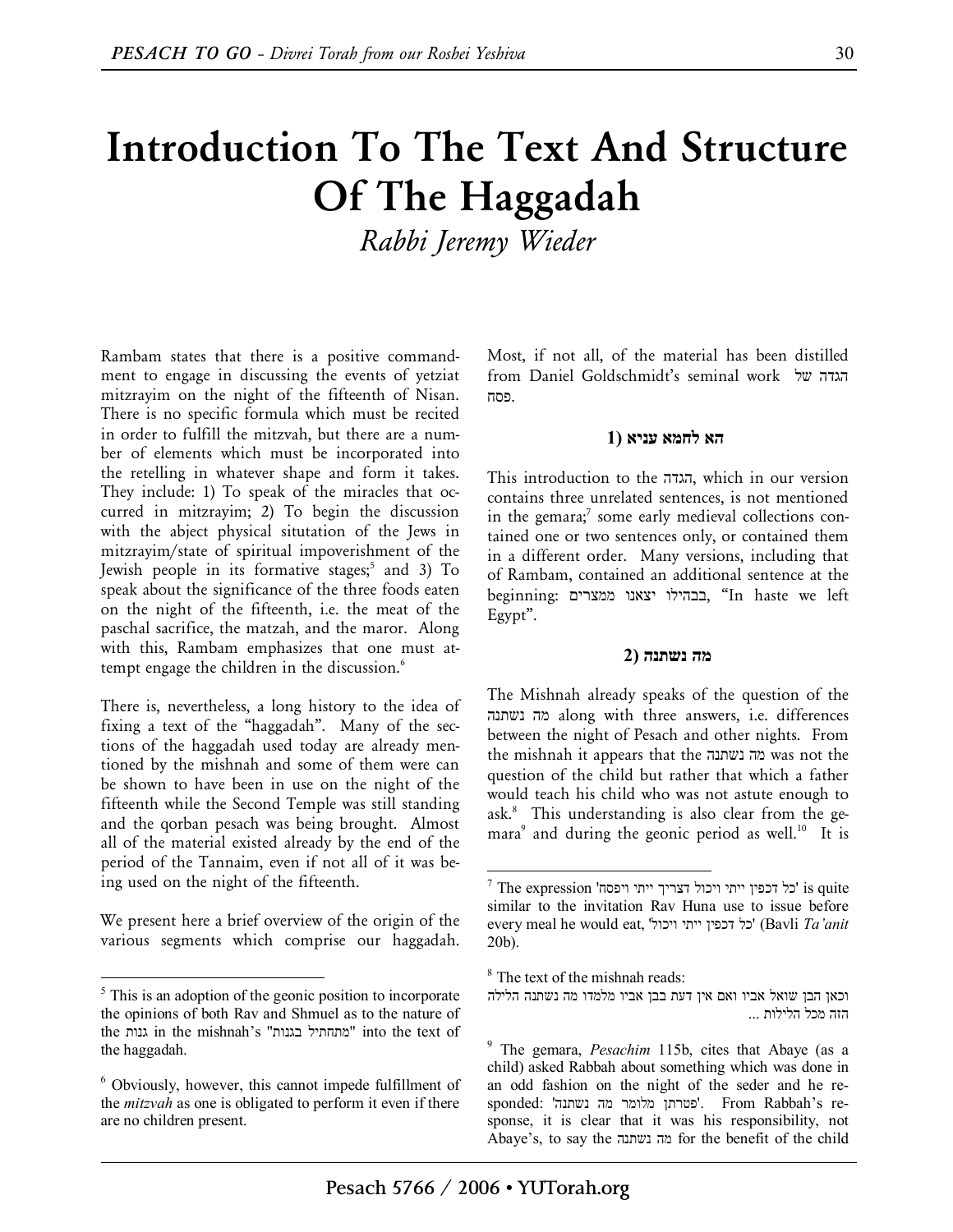# Introduction To The Text And Structure Of The Haggadah

*Rabbi Jeremy Wieder*

Rambam states that there is a positive commandment to engage in discussing the events of yetziat mitzrayim on the night of the fifteenth of Nisan. There is no specific formula which must be recited in order to fulfill the mitzvah, but there are a number of elements which must be incorporated into the retelling in whatever shape and form it takes. They include: 1) To speak of the miracles that occurred in mitzrayim; 2) To begin the discussion with the abject physical situtation of the Jews in mitzrayim/state of spiritual impoverishment of the Jewish people in its formative stages;[5] and 3) To speak about the significance of the three foods eaten on the night of the fifteenth, i.e. the meat of the paschal sacrifice, the matzah, and the maror. Along with this, Rambam emphasizes that one must attempt engage the children in the discussion.[6]

There is, nevertheless, a long history to the idea of fixing a text of the "haggadah". Many of the sections of the haggadah used today are already mentioned by the mishnah and some of them were can be shown to have been in use on the night of the fifteenth while the Second Temple was still standing and the qorban pesach was being brought. Almost all of the material existed already by the end of the period of the Tannaim, even if not all of it was being used on the night of the fifteenth.

We present here a brief overview of the origin of the various segments which comprise our haggadah. Most, if not all, of the material has been distilled from Daniel Goldschmidt's seminal work הגדה של פסח.

### 1) הא לחמא עניא

This introduction to the הגדה, which in our version contains three unrelated sentences, is not mentioned in the gemara;[7] some early medieval collections contained one or two sentences only, or contained them in a different order. Many versions, including that of Rambam, contained an additional sentence at the beginning: בבהילו יצאנו ממצרים, "In haste we left Egypt".

### 2) מה נשתנה

The Mishnah already speaks of the question of the מה נשתנה along with three answers, i.e. differences between the night of Pesach and other nights. From the mishnah it appears that the מה נשתנה was not the question of the child but rather that which a father would teach his child who was not astute enough to ask.[8] This understanding is also clear from the gemara[9] and during the geonic period as well.[10] It is

---

[5] This is an adoption of the geonic position to incorporate the opinions of both Rav and Shmuel as to the nature of the גנות in the mishnah's "מתחתיל בגנות" into the text of the haggadah.

[6] Obviously, however, this cannot impede fulfillment of the *mitzvah* as one is obligated to perform it even if there are no children present.

[7] The expression 'כל דכפין ייתי ויכול דצריך ייתי ויפסח' is quite similar to the invitation Rav Huna use to issue before every meal he would eat, 'כל דכפין ייתי ויכול' (Bavli *Ta'anit* 20b).

[8] The text of the mishnah reads:
וכאן הבן שואל אביו ואם אין דעת בבן אביו מלמדו מה נשתנה הלילה הזה מכל הלילות ...

[9] The gemara, *Pesachim* 115b, cites that Abaye (as a child) asked Rabbah about something which was done in an odd fashion on the night of the seder and he responded: 'פטרתן מלומר מה נשתנה'. From Rabbah's response, it is clear that it was his responsibility, not Abaye's, to say the מה נשתנה for the benefit of the child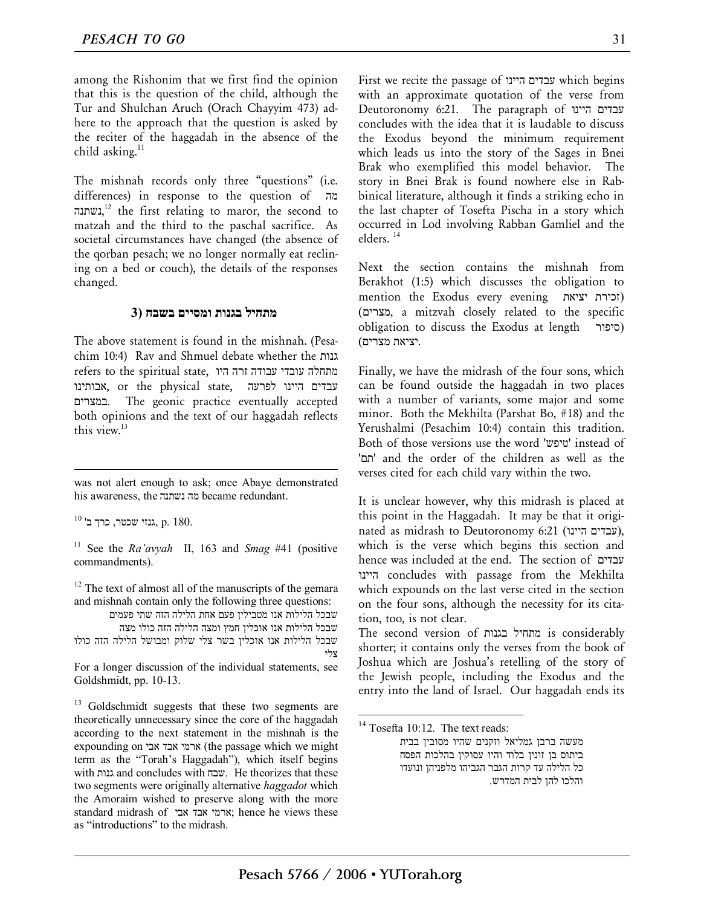among the Rishonim that we first find the opinion that this is the question of the child, although the Tur and Shulchan Aruch (Orach Chayyim 473) adhere to the approach that the question is asked by the reciter of the haggadah in the absence of the child asking.[11]

The mishnah records only three "questions" (i.e. differences) in response to the question of מה נשתנה,[12] the first relating to maror, the second to matzah and the third to the paschal sacrifice. As societal circumstances have changed (the absence of the qorban pesach; we no longer normally eat reclining on a bed or couch), the details of the responses changed.

### 3) מתחיל בגנות ומסיים בשבח

The above statement is found in the mishnah. (Pesachim 10:4) Rav and Shmuel debate whether the גנות refers to the spiritual state, מתחלה עובדי עבודה זרה היו אבותינו, or the physical state, עבדים היינו לפרעה במצרים. The geonic practice eventually accepted both opinions and the text of our haggadah reflects this view.[13]

First we recite the passage of עבדים היינו which begins with an approximate quotation of the verse from Deutoronomy 6:21. The paragraph of עבדים היינו concludes with the idea that it is laudable to discuss the Exodus beyond the minimum requirement which leads us into the story of the Sages in Bnei Brak who exemplified this model behavior. The story in Bnei Brak is found nowhere else in Rabbinical literature, although it finds a striking echo in the last chapter of Tosefta Pischa in a story which occurred in Lod involving Rabban Gamliel and the elders.[14]

Next the section contains the mishnah from Berakhot (1:5) which discusses the obligation to mention the Exodus every evening (זכירת יציאת מצרים), a mitzvah closely related to the specific obligation to discuss the Exodus at length (סיפור יציאת מצרים).

Finally, we have the midrash of the four sons, which can be found outside the haggadah in two places with a number of variants, some major and some minor. Both the Mekhilta (Parshat Bo, #18) and the Yerushalmi (Pesachim 10:4) contain this tradition. Both of those versions use the word 'טיפש' instead of 'תם' and the order of the children as well as the verses cited for each child vary within the two.

It is unclear however, why this midrash is placed at this point in the Haggadah. It may be that it originated as midrash to Deutoronomy 6:21 (עבדים היינו), which is the verse which begins this section and hence was included at the end. The section of עבדים היינו concludes with passage from the Mekhilta which expounds on the last verse cited in the section on the four sons, although the necessity for its citation, too, is not clear.

The second version of מתחיל בגנות is considerably shorter; it contains only the verses from the book of Joshua which are Joshua's retelling of the story of the Jewish people, including the Exodus and the entry into the land of Israel. Our haggadah ends its

---

was not alert enough to ask; once Abaye demonstrated his awareness, the מה נשתנה became redundant.

[10] גנזי שכטר, כרך ב', p. 180.

[11] See the *Ra'avyah* II, 163 and *Smag* #41 (positive commandments).

[12] The text of almost all of the manuscripts of the gemara and mishnah contain only the following three questions:

שבכל הלילות אנו מטבילין פעם אחת הלילה הזה שתי פעמים
שבכל הלילות אנו אוכלין חמץ ומצה הלילה הזה כולו מצה
שבכל הלילות אנו אוכלין בשר צלי שלוק ומבושל הלילה הזה כולו צלי

For a longer discussion of the individual statements, see Goldshmidt, pp. 10-13.

[13] Goldschmidt suggests that these two segments are theoretically unnecessary since the core of the haggadah according to the next statement in the mishnah is the expounding on ארמי אבד אבי (the passage which we might term as the "Torah's Haggadah"), which itself begins with גנות and concludes with שבח. He theorizes that these two segments were originally alternative *haggadot* which the Amoraim wished to preserve along with the more standard midrash of ארמי אבד אבי; hence he views these as "introductions" to the midrash.

[14] Tosefta 10:12. The text reads:

מעשה ברבן גמליאל וזקנים שהיו מסובין בבית ביתוס בן זונין בלוד והיו עסוקין בהלכות הפסח כל הלילה עד קרות הגבר הגביהו מלפניהן ונועדו והלכו להן לבית המדרש.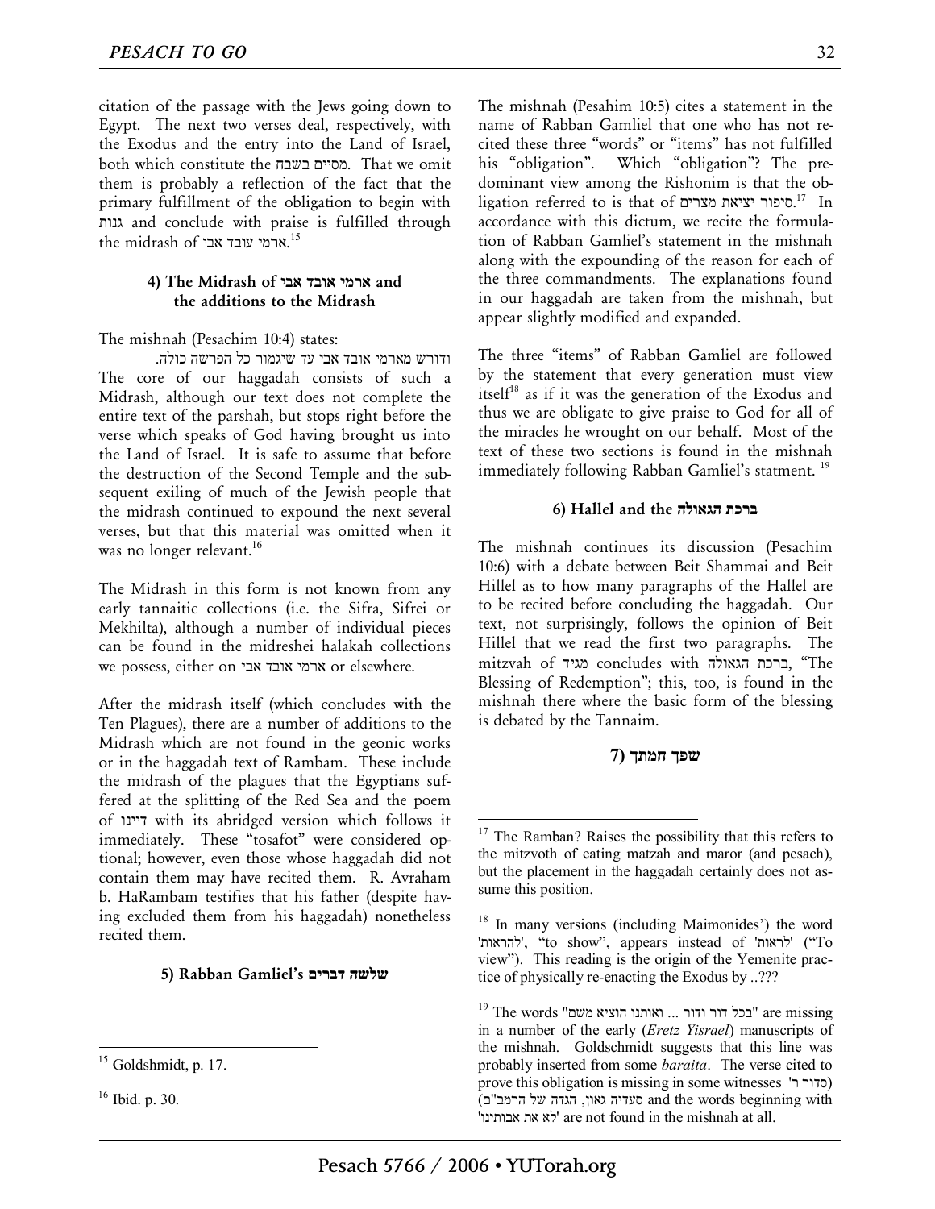citation of the passage with the Jews going down to Egypt. The next two verses deal, respectively, with the Exodus and the entry into the Land of Israel, both which constitute the מסיים בשבח. That we omit them is probably a reflection of the fact that the primary fulfillment of the obligation to begin with גנות and conclude with praise is fulfilled through the midrash of ארמי עובד אבי.[15]

#### 4) The Midrash of ארמי אובד אבי and the additions to the Midrash

The mishnah (Pesachim 10:4) states:

ודורש מארמי אובד אבי עד שיגמור כל הפרשה כולה.

The core of our haggadah consists of such a Midrash, although our text does not complete the entire text of the parshah, but stops right before the verse which speaks of God having brought us into the Land of Israel. It is safe to assume that before the destruction of the Second Temple and the subsequent exiling of much of the Jewish people that the midrash continued to expound the next several verses, but that this material was omitted when it was no longer relevant.[16]

The Midrash in this form is not known from any early tannaitic collections (i.e. the Sifra, Sifrei or Mekhilta), although a number of individual pieces can be found in the midreshei halakah collections we possess, either on ארמי אובד אבי or elsewhere.

After the midrash itself (which concludes with the Ten Plagues), there are a number of additions to the Midrash which are not found in the geonic works or in the haggadah text of Rambam. These include the midrash of the plagues that the Egyptians suffered at the splitting of the Red Sea and the poem of דיינו with its abridged version which follows it immediately. These "tosafot" were considered optional; however, even those whose haggadah did not contain them may have recited them. R. Avraham b. HaRambam testifies that his father (despite having excluded them from his haggadah) nonetheless recited them.

#### 5) Rabban Gamliel's שלשה דברים

The mishnah (Pesahim 10:5) cites a statement in the name of Rabban Gamliel that one who has not recited these three "words" or "items" has not fulfilled his "obligation". Which "obligation"? The predominant view among the Rishonim is that the obligation referred to is that of סיפור יציאת מצרים.[17] In accordance with this dictum, we recite the formulation of Rabban Gamliel's statement in the mishnah along with the expounding of the reason for each of the three commandments. The explanations found in our haggadah are taken from the mishnah, but appear slightly modified and expanded.

The three "items" of Rabban Gamliel are followed by the statement that every generation must view itself[18] as if it was the generation of the Exodus and thus we are obligate to give praise to God for all of the miracles he wrought on our behalf. Most of the text of these two sections is found in the mishnah immediately following Rabban Gamliel's statment.[19]

#### 6) Hallel and the ברכת הגאולה

The mishnah continues its discussion (Pesachim 10:6) with a debate between Beit Shammai and Beit Hillel as to how many paragraphs of the Hallel are to be recited before concluding the haggadah. Our text, not surprisingly, follows the opinion of Beit Hillel that we read the first two paragraphs. The mitzvah of מגיד concludes with ברכת הגאולה, "The Blessing of Redemption"; this, too, is found in the mishnah there where the basic form of the blessing is debated by the Tannaim.

#### 7) שפך חמתך

---

[15] Goldshmidt, p. 17.

[16] Ibid. p. 30.

[17] The Ramban? Raises the possibility that this refers to the mitzvoth of eating matzah and maror (and pesach), but the placement in the haggadah certainly does not assume this position.

[18] In many versions (including Maimonides') the word 'להראות', "to show", appears instead of 'לראות' ("To view"). This reading is the origin of the Yemenite practice of physically re-enacting the Exodus by ..???

[19] The words "בכל דור ודור ... ואותנו הוציא משם" are missing in a number of the early (*Eretz Yisrael*) manuscripts of the mishnah. Goldschmidt suggests that this line was probably inserted from some *baraita*. The verse cited to prove this obligation is missing in some witnesses (סדור ר' סעדיה גאון, הגדה של הרמב"ם) and the words beginning with 'לא את אבותינו' are not found in the mishnah at all.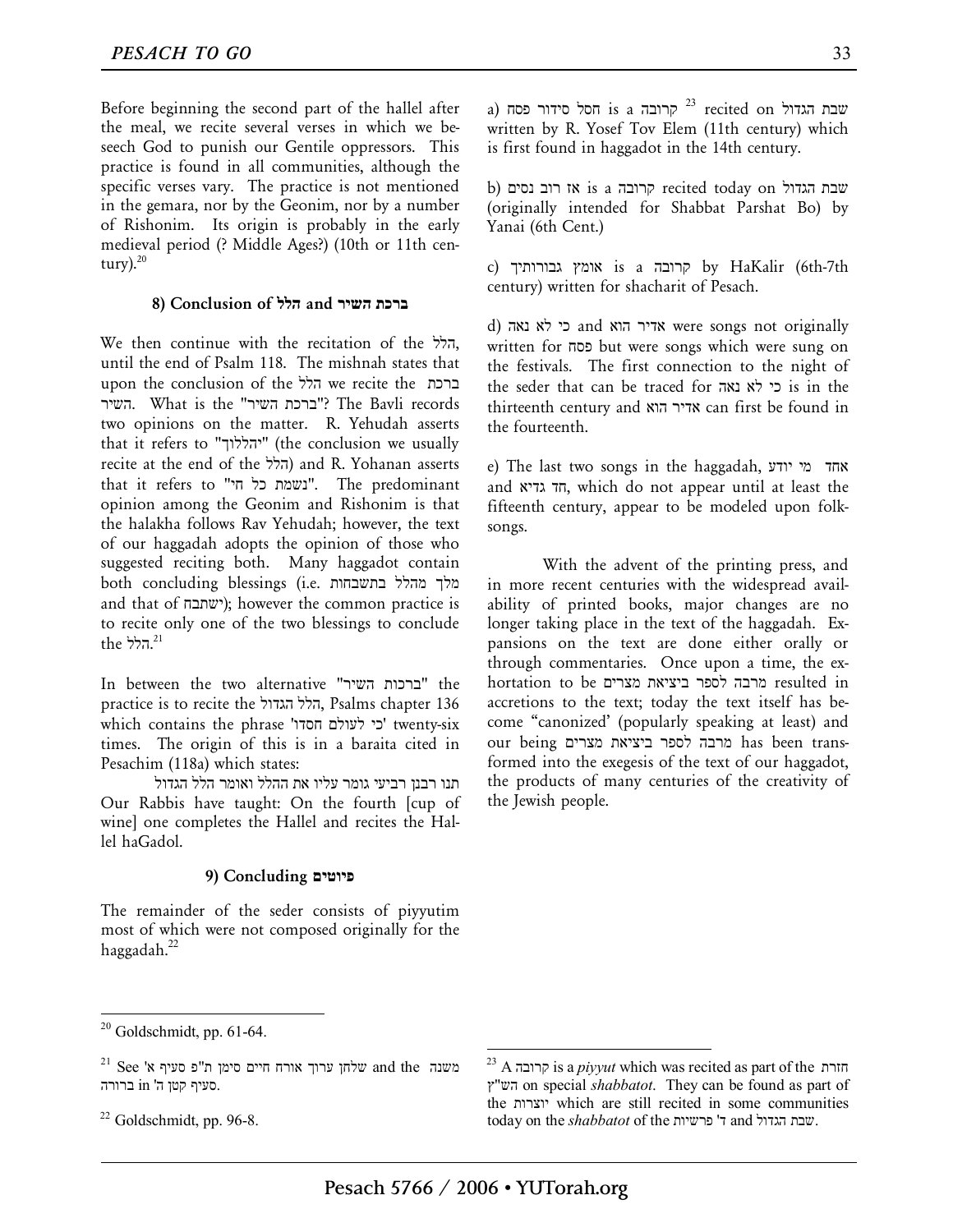Before beginning the second part of the hallel after the meal, we recite several verses in which we beseech God to punish our Gentile oppressors. This practice is found in all communities, although the specific verses vary. The practice is not mentioned in the gemara, nor by the Geonim, nor by a number of Rishonim. Its origin is probably in the early medieval period (? Middle Ages?) (10th or 11th century).[20]

### 8) Conclusion of הלל and ברכת השיר

We then continue with the recitation of the הלל, until the end of Psalm 118. The mishnah states that upon the conclusion of the הלל we recite the ברכת השיר. What is the "ברכת השיר"? The Bavli records two opinions on the matter. R. Yehudah asserts that it refers to "יהללוך" (the conclusion we usually recite at the end of the הלל) and R. Yohanan asserts that it refers to "נשמת כל חי". The predominant opinion among the Geonim and Rishonim is that the halakha follows Rav Yehudah; however, the text of our haggadah adopts the opinion of those who suggested reciting both. Many haggadot contain both concluding blessings (i.e. מלך מהלל בתשבחות and that of ישתבח); however the common practice is to recite only one of the two blessings to conclude the הלל.[21]

In between the two alternative "ברכות השיר" the practice is to recite the הלל הגדול, Psalms chapter 136 which contains the phrase 'כי לעולם חסדו' twenty-six times. The origin of this is in a baraita cited in Pesachim (118a) which states:

תנו רבנן רביעי גומר עליו את ההלל ואומר הלל הגדול

Our Rabbis have taught: On the fourth [cup of wine] one completes the Hallel and recites the Hallel haGadol.

### 9) Concluding פיוטים

The remainder of the seder consists of piyyutim most of which were not composed originally for the haggadah.[22]

a) חסל סידור פסח is a קרובה [23] recited on שבת הגדול written by R. Yosef Tov Elem (11th century) which is first found in haggadot in the 14th century.

b) אז רוב נסים is a קרובה recited today on שבת הגדול (originally intended for Shabbat Parshat Bo) by Yanai (6th Cent.)

c) אומץ גבורותיך is a קרובה by HaKalir (6th-7th century) written for shacharit of Pesach.

d) כי לא נאה and אדיר הוא were songs not originally written for פסח but were songs which were sung on the festivals. The first connection to the night of the seder that can be traced for כי לא נאה is in the thirteenth century and אדיר הוא can first be found in the fourteenth.

e) The last two songs in the haggadah, אחד מי יודע and חד גדיא, which do not appear until at least the fifteenth century, appear to be modeled upon folk-songs.

With the advent of the printing press, and in more recent centuries with the widespread availability of printed books, major changes are no longer taking place in the text of the haggadah. Expansions on the text are done either orally or through commentaries. Once upon a time, the exhortation to be מרבה לספר ביציאת מצרים resulted in accretions to the text; today the text itself has become "canonized' (popularly speaking at least) and our being מרבה לספר ביציאת מצרים has been transformed into the exegesis of the text of our haggadot, the products of many centuries of the creativity of the Jewish people.

---

[20] Goldschmidt, pp. 61-64.

[21] See שלחן ערוך אורח חיים סימן ת"פ סעיף א' and the משנה ברורה in סעיף קטן ה'.

[22] Goldschmidt, pp. 96-8.

[23] A קרובה is a *piyyut* which was recited as part of the חזרת הש"ץ on special *shabbatot*. They can be found as part of the יוצרות which are still recited in some communities today on the *shabbatot* of the ד' פרשיות and שבת הגדול.